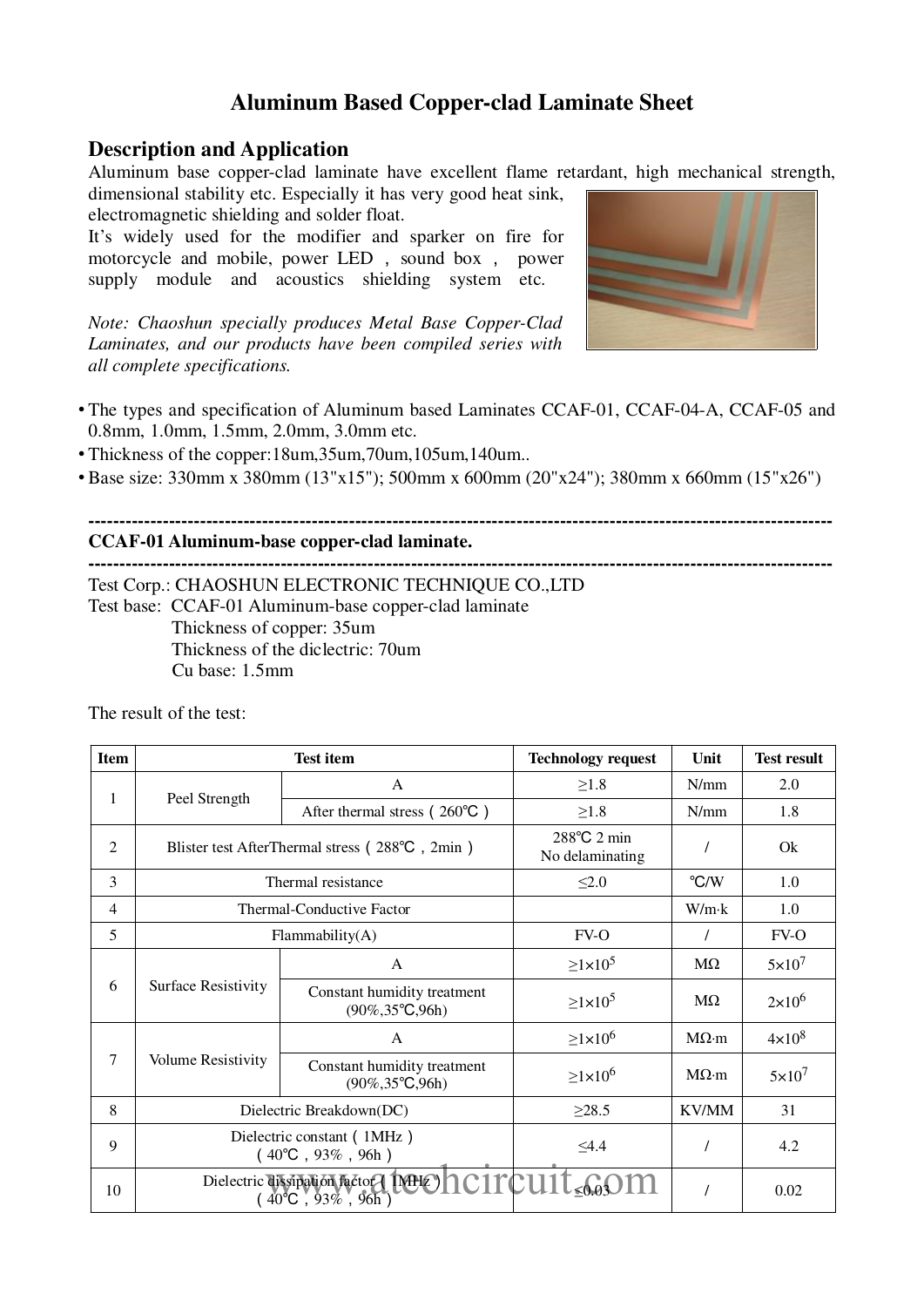# Aluminum Based Copper-clad Laminate Sheet

## Description and Application

Aluminum base copper-clad laminate have excellent flame retardant, high mechanical strength, dimensional stability etc. Especially it has very good heat sink, electromagnetic shielding and solder float.

It's widely used for the modifier and sparker on fire for motorcycle and mobile, power LED , sound box , power supply module and acoustics shielding system etc.

*Note: Chaoshun specially produces Metal Base Copper-Clad Laminates, and our products have been compiled series with all complete specifications.*

- The types and specification of Aluminum based Laminates CCAF-01, CCAF-04-A, CCAF-05 and 0.8mm, 1.0mm, 1.5mm, 2.0mm, 3.0mm etc.
- Thickness of the copper:18um,35um,70um,105um,140um..
- Base size: 330mm x 380mm (13"x15"); 500mm x 600mm (20"x24"); 380mm x 660mm (15"x26")

---

**CCAF-01 Aluminum-base copper-clad laminate.**

---

Test Corp.: CHAOSHUN ELECTRONIC TECHNIQUE CO.,LTD

Test base: CCAF-01 Aluminum-base copper-clad laminate
Thickness of copper: 35um
Thickness of the diclectric: 70um
Cu base: 1.5mm

The result of the test:

| Item | Test item | | Technology request | Unit | Test result |
|---|---|---|---|---|---|
| 1 | Peel Strength | A | ≥1.8 | N/mm | 2.0 |
| | | After thermal stress（260℃） | ≥1.8 | N/mm | 1.8 |
| 2 | Blister test AfterThermal stress（288℃，2min） | | 288℃ 2 min No delaminating | / | Ok |
| 3 | Thermal resistance | | ≤2.0 | ℃/W | 1.0 |
| 4 | Thermal-Conductive Factor | | | W/m·k | 1.0 |
| 5 | Flammability(A) | | FV-O | / | FV-O |
| 6 | Surface Resistivity | A | $\geq 1\times10^5$ | MΩ | $5\times10^7$ |
| | | Constant humidity treatment (90%,35℃,96h) | $\geq 1\times10^5$ | MΩ | $2\times10^6$ |
| 7 | Volume Resistivity | A | $\geq 1\times10^6$ | MΩ·m | $4\times10^8$ |
| | | Constant humidity treatment (90%,35℃,96h) | $\geq 1\times10^6$ | MΩ·m | $5\times10^7$ |
| 8 | Dielectric Breakdown(DC) | | ≥28.5 | KV/MM | 31 |
| 9 | Dielectric constant（1MHz）（40℃，93%，96h） | | ≤4.4 | / | 4.2 |
| 10 | Dielectric dissipation factor（1MHz）（40℃，93%，96h） | | ≤0.03 | / | 0.02 |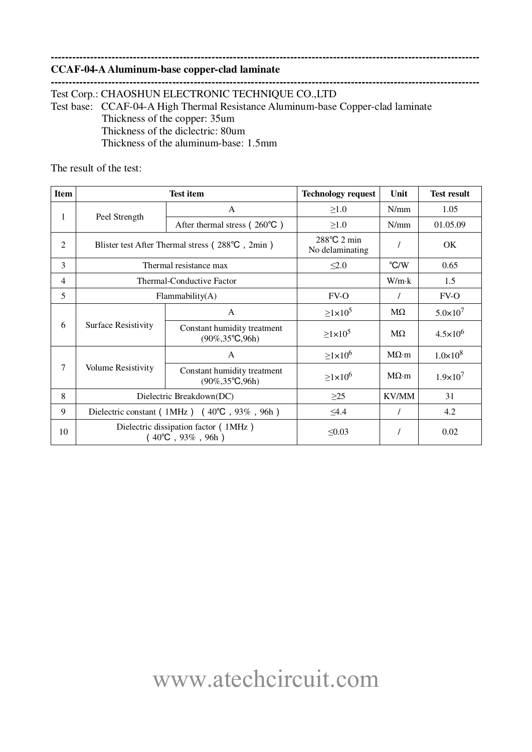---

## CCAF-04-A Aluminum-base copper-clad laminate

---

Test Corp.: CHAOSHUN ELECTRONIC TECHNIQUE CO.,LTD
Test base: CCAF-04-A High Thermal Resistance Aluminum-base Copper-clad laminate
Thickness of the copper: 35um
Thickness of the diclectric: 80um
Thickness of the aluminum-base: 1.5mm

The result of the test:

| Item | Test item | | Technology request | Unit | Test result |
|---|---|---|---|---|---|
| 1 | Peel Strength | A | ≥1.0 | N/mm | 1.05 |
| | | After thermal stress（260℃） | ≥1.0 | N/mm | 01.05.09 |
| 2 | Blister test After Thermal stress（288℃，2min） | | 288℃ 2 min No delaminating | / | OK |
| 3 | Thermal resistance max | | ≤2.0 | ℃/W | 0.65 |
| 4 | Thermal-Conductive Factor | | | W/m·k | 1.5 |
| 5 | Flammability(A) | | FV-O | / | FV-O |
| 6 | Surface Resistivity | A | $\geq 1\times10^{5}$ | MΩ | $5.0\times10^{7}$ |
| | | Constant humidity treatment (90%,35℃,96h) | $\geq 1\times10^{5}$ | MΩ | $4.5\times10^{6}$ |
| 7 | Volume Resistivity | A | $\geq 1\times10^{6}$ | MΩ·m | $1.0\times10^{8}$ |
| | | Constant humidity treatment (90%,35℃,96h) | $\geq 1\times10^{6}$ | MΩ·m | $1.9\times10^{7}$ |
| 8 | Dielectric Breakdown(DC) | | ≥25 | KV/MM | 31 |
| 9 | Dielectric constant（1MHz）（40℃，93%，96h） | | ≤4.4 | / | 4.2 |
| 10 | Dielectric dissipation factor（1MHz）（40℃，93%，96h） | | ≤0.03 | / | 0.02 |

www.atechcircuit.com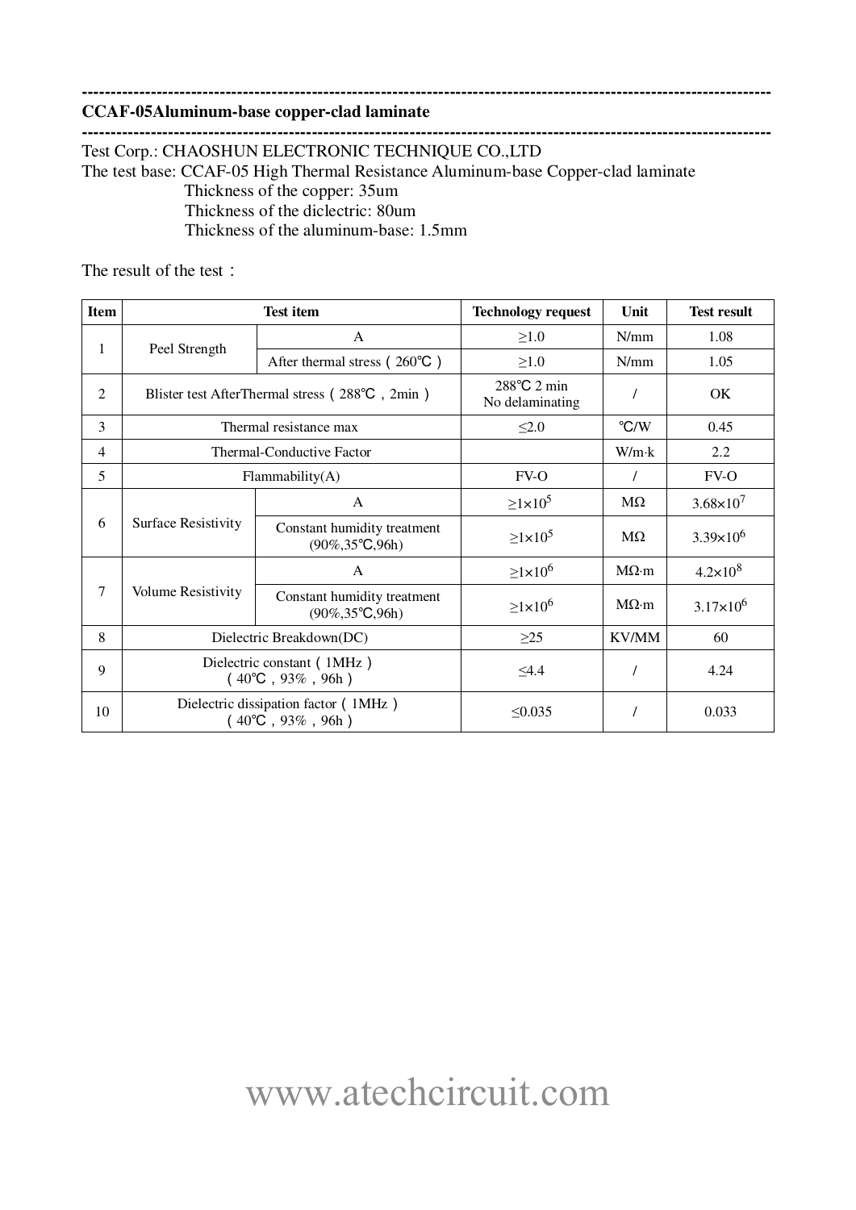---

**CCAF-05Aluminum-base copper-clad laminate**

---

Test Corp.: CHAOSHUN ELECTRONIC TECHNIQUE CO.,LTD

The test base: CCAF-05 High Thermal Resistance Aluminum-base Copper-clad laminate

Thickness of the copper: 35um

Thickness of the diclectric: 80um

Thickness of the aluminum-base: 1.5mm

The result of the test：

| Item | Test item | | Technology request | Unit | Test result |
|---|---|---|---|---|---|
| 1 | Peel Strength | A | ≥1.0 | N/mm | 1.08 |
| | | After thermal stress（260℃） | ≥1.0 | N/mm | 1.05 |
| 2 | Blister test AfterThermal stress（288℃，2min） | | 288℃ 2 min No delaminating | / | OK |
| 3 | Thermal resistance max | | ≤2.0 | ℃/W | 0.45 |
| 4 | Thermal-Conductive Factor | | | W/m·k | 2.2 |
| 5 | Flammability(A) | | FV-O | / | FV-O |
| 6 | Surface Resistivity | A | $\geq 1\times10^5$ | MΩ | $3.68\times10^7$ |
| | | Constant humidity treatment (90%,35℃,96h) | $\geq 1\times10^5$ | MΩ | $3.39\times10^6$ |
| 7 | Volume Resistivity | A | $\geq 1\times10^6$ | MΩ·m | $4.2\times10^8$ |
| | | Constant humidity treatment (90%,35℃,96h) | $\geq 1\times10^6$ | MΩ·m | $3.17\times10^6$ |
| 8 | Dielectric Breakdown(DC) | | ≥25 | KV/MM | 60 |
| 9 | Dielectric constant（1MHz）（40℃，93%，96h） | | ≤4.4 | / | 4.24 |
| 10 | Dielectric dissipation factor（1MHz）（40℃，93%，96h） | | ≤0.035 | / | 0.033 |